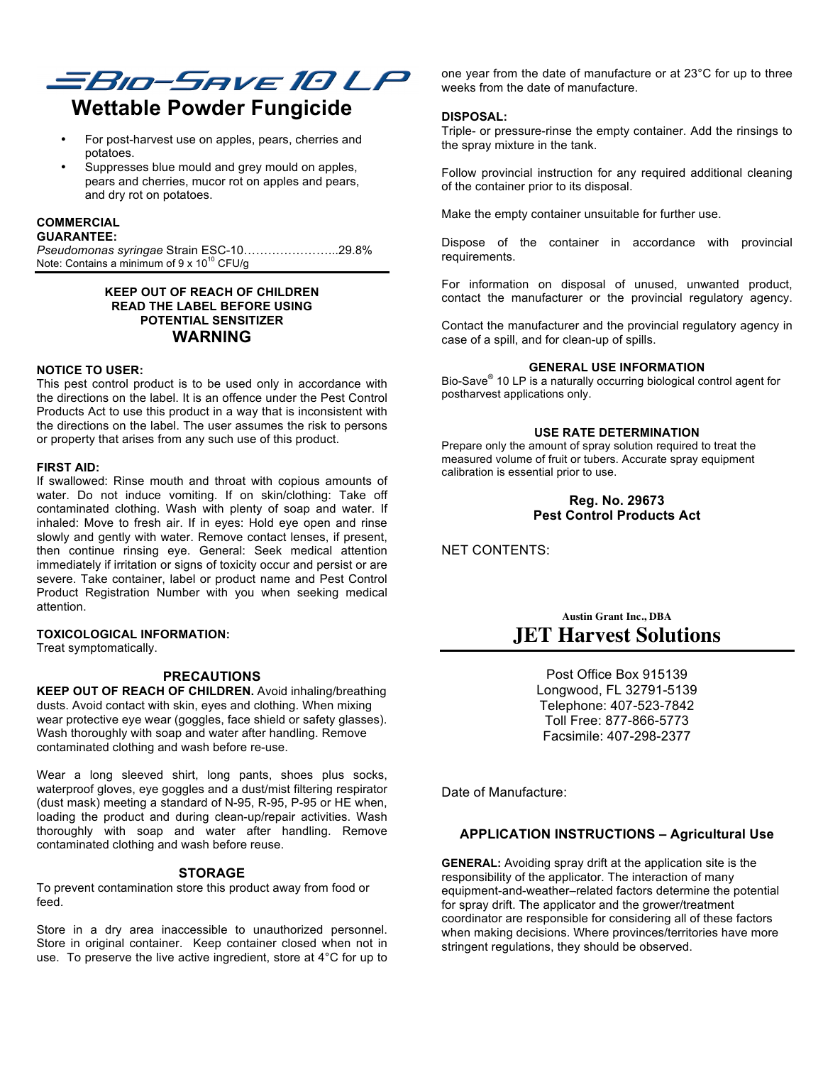# Bio-Save 10 LP

## Wettable Powder Fungicide

- For post-harvest use on apples, pears, cherries and potatoes.
- Suppresses blue mould and grey mould on apples, pears and cherries, mucor rot on apples and pears, and dry rot on potatoes.

**COMMERCIAL GUARANTEE:**

*Pseudomonas syringae* Strain ESC-10…………………...29.8%

Note: Contains a minimum of $9 \times 10^{10}$ CFU/g

**KEEP OUT OF REACH OF CHILDREN**
**READ THE LABEL BEFORE USING**
**POTENTIAL SENSITIZER**

## WARNING

**NOTICE TO USER:**

This pest control product is to be used only in accordance with the directions on the label. It is an offence under the Pest Control Products Act to use this product in a way that is inconsistent with the directions on the label. The user assumes the risk to persons or property that arises from any such use of this product.

**FIRST AID:**

If swallowed: Rinse mouth and throat with copious amounts of water. Do not induce vomiting. If on skin/clothing: Take off contaminated clothing. Wash with plenty of soap and water. If inhaled: Move to fresh air. If in eyes: Hold eye open and rinse slowly and gently with water. Remove contact lenses, if present, then continue rinsing eye. General: Seek medical attention immediately if irritation or signs of toxicity occur and persist or are severe. Take container, label or product name and Pest Control Product Registration Number with you when seeking medical attention.

**TOXICOLOGICAL INFORMATION:**

Treat symptomatically.

### PRECAUTIONS

**KEEP OUT OF REACH OF CHILDREN.** Avoid inhaling/breathing dusts. Avoid contact with skin, eyes and clothing. When mixing wear protective eye wear (goggles, face shield or safety glasses). Wash thoroughly with soap and water after handling. Remove contaminated clothing and wash before re-use.

Wear a long sleeved shirt, long pants, shoes plus socks, waterproof gloves, eye goggles and a dust/mist filtering respirator (dust mask) meeting a standard of N-95, R-95, P-95 or HE when, loading the product and during clean-up/repair activities. Wash thoroughly with soap and water after handling. Remove contaminated clothing and wash before reuse.

### STORAGE

To prevent contamination store this product away from food or feed.

Store in a dry area inaccessible to unauthorized personnel. Store in original container. Keep container closed when not in use. To preserve the live active ingredient, store at 4°C for up to one year from the date of manufacture or at 23°C for up to three weeks from the date of manufacture.

**DISPOSAL:**

Triple- or pressure-rinse the empty container. Add the rinsings to the spray mixture in the tank.

Follow provincial instruction for any required additional cleaning of the container prior to its disposal.

Make the empty container unsuitable for further use.

Dispose of the container in accordance with provincial requirements.

For information on disposal of unused, unwanted product, contact the manufacturer or the provincial regulatory agency.

Contact the manufacturer and the provincial regulatory agency in case of a spill, and for clean-up of spills.

### GENERAL USE INFORMATION

Bio-Save® 10 LP is a naturally occurring biological control agent for postharvest applications only.

### USE RATE DETERMINATION

Prepare only the amount of spray solution required to treat the measured volume of fruit or tubers. Accurate spray equipment calibration is essential prior to use.

**Reg. No. 29673**
**Pest Control Products Act**

NET CONTENTS:

Austin Grant Inc., DBA

**JET Harvest Solutions**

Post Office Box 915139
Longwood, FL 32791-5139
Telephone: 407-523-7842
Toll Free: 877-866-5773
Facsimile: 407-298-2377

Date of Manufacture:

### APPLICATION INSTRUCTIONS – Agricultural Use

**GENERAL:** Avoiding spray drift at the application site is the responsibility of the applicator. The interaction of many equipment-and-weather–related factors determine the potential for spray drift. The applicator and the grower/treatment coordinator are responsible for considering all of these factors when making decisions. Where provinces/territories have more stringent regulations, they should be observed.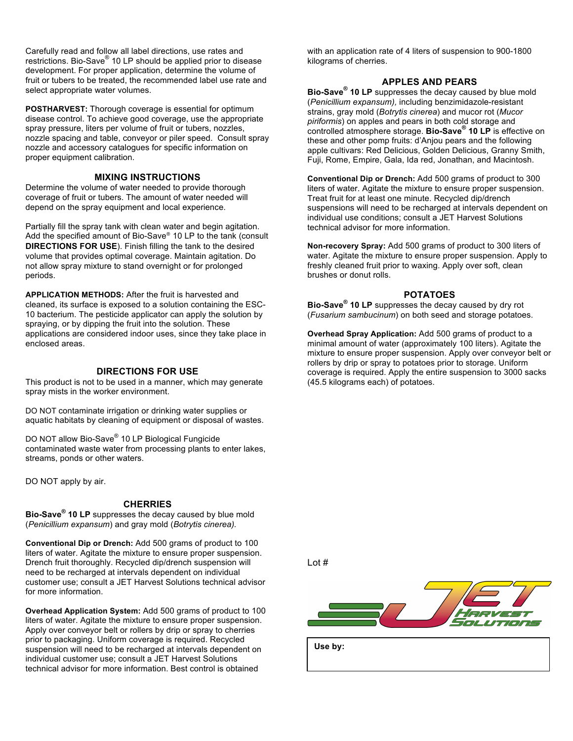Carefully read and follow all label directions, use rates and restrictions. Bio-Save® 10 LP should be applied prior to disease development. For proper application, determine the volume of fruit or tubers to be treated, the recommended label use rate and select appropriate water volumes.

**POSTHARVEST:** Thorough coverage is essential for optimum disease control. To achieve good coverage, use the appropriate spray pressure, liters per volume of fruit or tubers, nozzles, nozzle spacing and table, conveyor or piler speed. Consult spray nozzle and accessory catalogues for specific information on proper equipment calibration.

## MIXING INSTRUCTIONS

Determine the volume of water needed to provide thorough coverage of fruit or tubers. The amount of water needed will depend on the spray equipment and local experience.

Partially fill the spray tank with clean water and begin agitation. Add the specified amount of Bio-Save® 10 LP to the tank (consult **DIRECTIONS FOR USE**). Finish filling the tank to the desired volume that provides optimal coverage. Maintain agitation. Do not allow spray mixture to stand overnight or for prolonged periods.

**APPLICATION METHODS:** After the fruit is harvested and cleaned, its surface is exposed to a solution containing the ESC-10 bacterium. The pesticide applicator can apply the solution by spraying, or by dipping the fruit into the solution. These applications are considered indoor uses, since they take place in enclosed areas.

## DIRECTIONS FOR USE

This product is not to be used in a manner, which may generate spray mists in the worker environment.

DO NOT contaminate irrigation or drinking water supplies or aquatic habitats by cleaning of equipment or disposal of wastes.

DO NOT allow Bio-Save® 10 LP Biological Fungicide contaminated waste water from processing plants to enter lakes, streams, ponds or other waters.

DO NOT apply by air.

## CHERRIES

**Bio-Save® 10 LP** suppresses the decay caused by blue mold (*Penicillium expansum*) and gray mold (*Botrytis cinerea).*

**Conventional Dip or Drench:** Add 500 grams of product to 100 liters of water. Agitate the mixture to ensure proper suspension. Drench fruit thoroughly. Recycled dip/drench suspension will need to be recharged at intervals dependent on individual customer use; consult a JET Harvest Solutions technical advisor for more information.

**Overhead Application System:** Add 500 grams of product to 100 liters of water. Agitate the mixture to ensure proper suspension. Apply over conveyor belt or rollers by drip or spray to cherries prior to packaging. Uniform coverage is required. Recycled suspension will need to be recharged at intervals dependent on individual customer use; consult a JET Harvest Solutions technical advisor for more information. Best control is obtained with an application rate of 4 liters of suspension to 900-1800 kilograms of cherries.

## APPLES AND PEARS

**Bio-Save® 10 LP** suppresses the decay caused by blue mold (*Penicillium expansum),* including benzimidazole-resistant strains, gray mold (*Botrytis cinerea*) and mucor rot (*Mucor piriformis*) on apples and pears in both cold storage and controlled atmosphere storage. **Bio-Save® 10 LP** is effective on these and other pomp fruits: d'Anjou pears and the following apple cultivars: Red Delicious, Golden Delicious, Granny Smith, Fuji, Rome, Empire, Gala, Ida red, Jonathan, and Macintosh.

**Conventional Dip or Drench:** Add 500 grams of product to 300 liters of water. Agitate the mixture to ensure proper suspension. Treat fruit for at least one minute. Recycled dip/drench suspensions will need to be recharged at intervals dependent on individual use conditions; consult a JET Harvest Solutions technical advisor for more information.

**Non-recovery Spray:** Add 500 grams of product to 300 liters of water. Agitate the mixture to ensure proper suspension. Apply to freshly cleaned fruit prior to waxing. Apply over soft, clean brushes or donut rolls.

## POTATOES

**Bio-Save® 10 LP** suppresses the decay caused by dry rot (*Fusarium sambucinum*) on both seed and storage potatoes.

**Overhead Spray Application:** Add 500 grams of product to a minimal amount of water (approximately 100 liters). Agitate the mixture to ensure proper suspension. Apply over conveyor belt or rollers by drip or spray to potatoes prior to storage. Uniform coverage is required. Apply the entire suspension to 3000 sacks (45.5 kilograms each) of potatoes.

Lot #

JET Harvest Solutions

**Use by:**